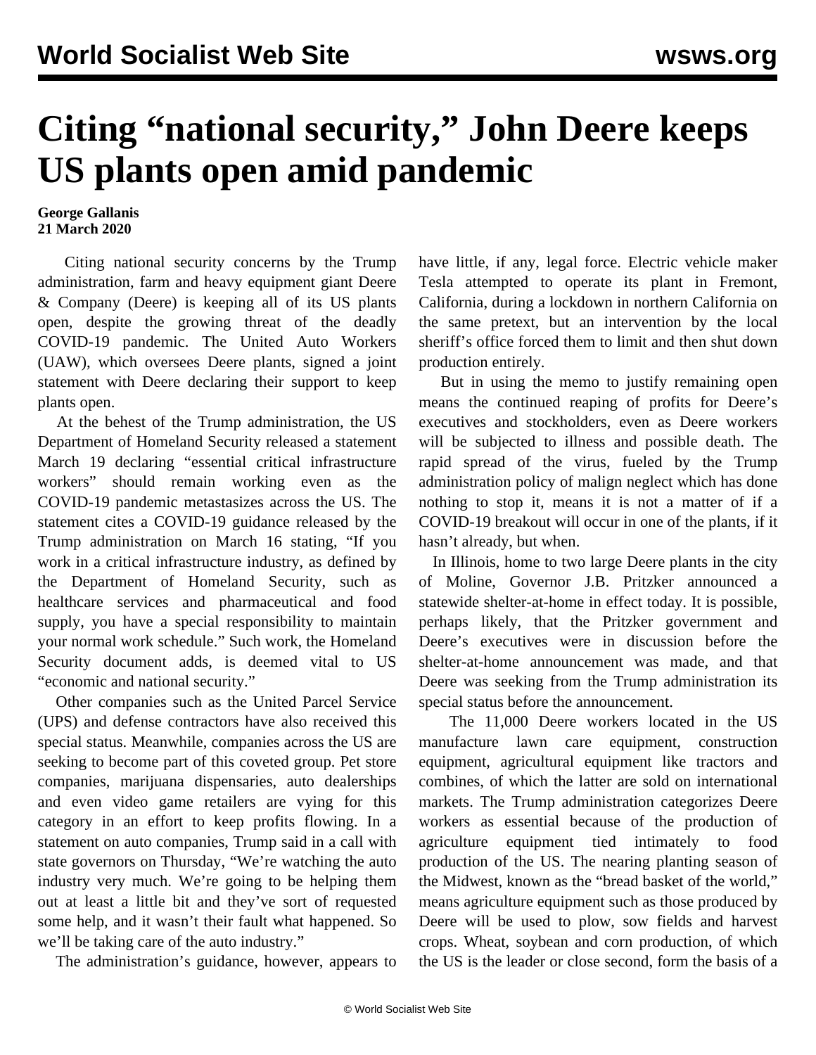# Citing "national security," John Deere keeps US plants open amid pandemic

**George Gallanis**
**21 March 2020**

Citing national security concerns by the Trump administration, farm and heavy equipment giant Deere & Company (Deere) is keeping all of its US plants open, despite the growing threat of the deadly COVID-19 pandemic. The United Auto Workers (UAW), which oversees Deere plants, signed a joint statement with Deere declaring their support to keep plants open.

At the behest of the Trump administration, the US Department of Homeland Security released a statement March 19 declaring "essential critical infrastructure workers" should remain working even as the COVID-19 pandemic metastasizes across the US. The statement cites a COVID-19 guidance released by the Trump administration on March 16 stating, "If you work in a critical infrastructure industry, as defined by the Department of Homeland Security, such as healthcare services and pharmaceutical and food supply, you have a special responsibility to maintain your normal work schedule." Such work, the Homeland Security document adds, is deemed vital to US "economic and national security."

Other companies such as the United Parcel Service (UPS) and defense contractors have also received this special status. Meanwhile, companies across the US are seeking to become part of this coveted group. Pet store companies, marijuana dispensaries, auto dealerships and even video game retailers are vying for this category in an effort to keep profits flowing. In a statement on auto companies, Trump said in a call with state governors on Thursday, "We're watching the auto industry very much. We're going to be helping them out at least a little bit and they've sort of requested some help, and it wasn't their fault what happened. So we'll be taking care of the auto industry."

The administration's guidance, however, appears to have little, if any, legal force. Electric vehicle maker Tesla attempted to operate its plant in Fremont, California, during a lockdown in northern California on the same pretext, but an intervention by the local sheriff's office forced them to limit and then shut down production entirely.

But in using the memo to justify remaining open means the continued reaping of profits for Deere's executives and stockholders, even as Deere workers will be subjected to illness and possible death. The rapid spread of the virus, fueled by the Trump administration policy of malign neglect which has done nothing to stop it, means it is not a matter of if a COVID-19 breakout will occur in one of the plants, if it hasn't already, but when.

In Illinois, home to two large Deere plants in the city of Moline, Governor J.B. Pritzker announced a statewide shelter-at-home in effect today. It is possible, perhaps likely, that the Pritzker government and Deere's executives were in discussion before the shelter-at-home announcement was made, and that Deere was seeking from the Trump administration its special status before the announcement.

The 11,000 Deere workers located in the US manufacture lawn care equipment, construction equipment, agricultural equipment like tractors and combines, of which the latter are sold on international markets. The Trump administration categorizes Deere workers as essential because of the production of agriculture equipment tied intimately to food production of the US. The nearing planting season of the Midwest, known as the "bread basket of the world," means agriculture equipment such as those produced by Deere will be used to plow, sow fields and harvest crops. Wheat, soybean and corn production, of which the US is the leader or close second, form the basis of a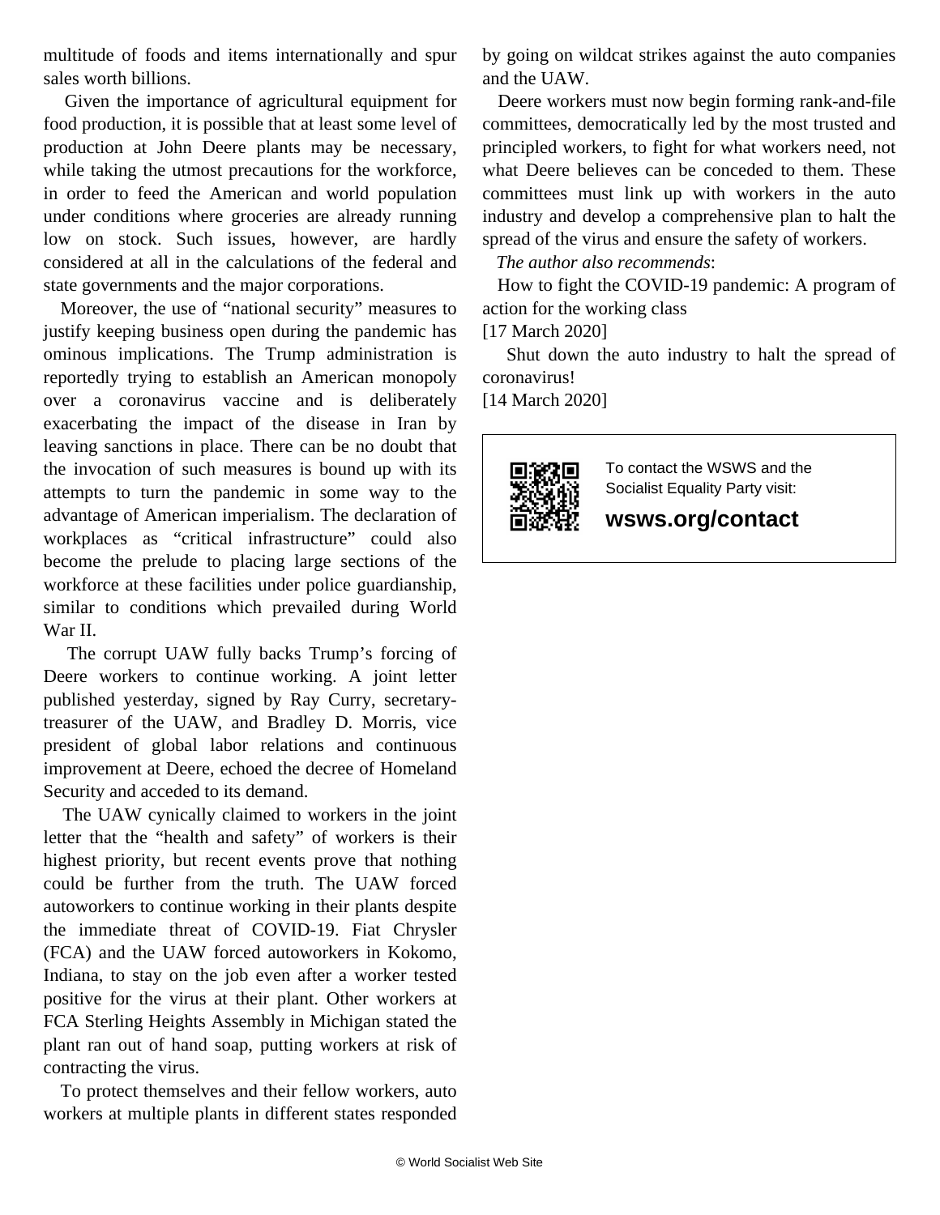multitude of foods and items internationally and spur sales worth billions.

Given the importance of agricultural equipment for food production, it is possible that at least some level of production at John Deere plants may be necessary, while taking the utmost precautions for the workforce, in order to feed the American and world population under conditions where groceries are already running low on stock. Such issues, however, are hardly considered at all in the calculations of the federal and state governments and the major corporations.

Moreover, the use of "national security" measures to justify keeping business open during the pandemic has ominous implications. The Trump administration is reportedly trying to establish an American monopoly over a coronavirus vaccine and is deliberately exacerbating the impact of the disease in Iran by leaving sanctions in place. There can be no doubt that the invocation of such measures is bound up with its attempts to turn the pandemic in some way to the advantage of American imperialism. The declaration of workplaces as "critical infrastructure" could also become the prelude to placing large sections of the workforce at these facilities under police guardianship, similar to conditions which prevailed during World War II.

The corrupt UAW fully backs Trump's forcing of Deere workers to continue working. A joint letter published yesterday, signed by Ray Curry, secretary-treasurer of the UAW, and Bradley D. Morris, vice president of global labor relations and continuous improvement at Deere, echoed the decree of Homeland Security and acceded to its demand.

The UAW cynically claimed to workers in the joint letter that the "health and safety" of workers is their highest priority, but recent events prove that nothing could be further from the truth. The UAW forced autoworkers to continue working in their plants despite the immediate threat of COVID-19. Fiat Chrysler (FCA) and the UAW forced autoworkers in Kokomo, Indiana, to stay on the job even after a worker tested positive for the virus at their plant. Other workers at FCA Sterling Heights Assembly in Michigan stated the plant ran out of hand soap, putting workers at risk of contracting the virus.

To protect themselves and their fellow workers, auto workers at multiple plants in different states responded by going on wildcat strikes against the auto companies and the UAW.

Deere workers must now begin forming rank-and-file committees, democratically led by the most trusted and principled workers, to fight for what workers need, not what Deere believes can be conceded to them. These committees must link up with workers in the auto industry and develop a comprehensive plan to halt the spread of the virus and ensure the safety of workers.

*The author also recommends*:

How to fight the COVID-19 pandemic: A program of action for the working class
[17 March 2020]

Shut down the auto industry to halt the spread of coronavirus!
[14 March 2020]

To contact the WSWS and the Socialist Equality Party visit:

**wsws.org/contact**